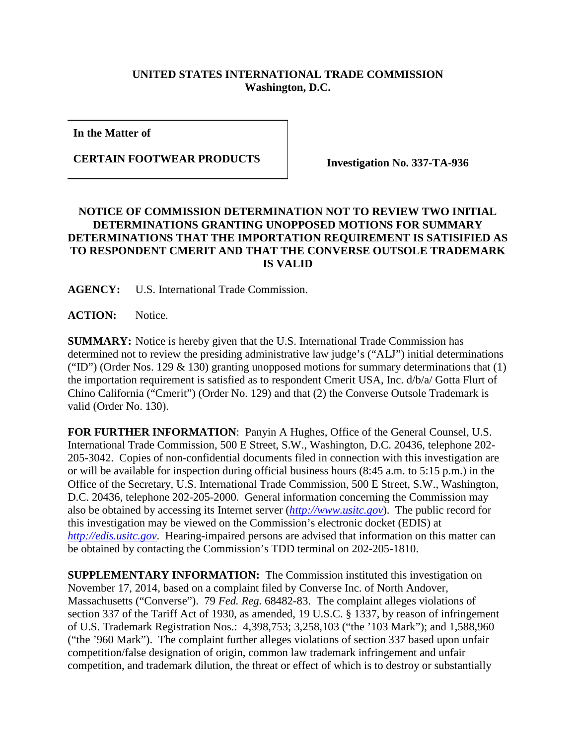**UNITED STATES INTERNATIONAL TRADE COMMISSION**
**Washington, D.C.**

| In the Matter of<br><br>**CERTAIN FOOTWEAR PRODUCTS** | **Investigation No. 337-TA-936** |
|---|---|

**NOTICE OF COMMISSION DETERMINATION NOT TO REVIEW TWO INITIAL DETERMINATIONS GRANTING UNOPPOSED MOTIONS FOR SUMMARY DETERMINATIONS THAT THE IMPORTATION REQUIREMENT IS SATISIFIED AS TO RESPONDENT CMERIT AND THAT THE CONVERSE OUTSOLE TRADEMARK IS VALID**

**AGENCY:** U.S. International Trade Commission.

**ACTION:** Notice.

**SUMMARY:** Notice is hereby given that the U.S. International Trade Commission has determined not to review the presiding administrative law judge's ("ALJ") initial determinations ("ID") (Order Nos. 129 & 130) granting unopposed motions for summary determinations that (1) the importation requirement is satisfied as to respondent Cmerit USA, Inc. d/b/a/ Gotta Flurt of Chino California ("Cmerit") (Order No. 129) and that (2) the Converse Outsole Trademark is valid (Order No. 130).

**FOR FURTHER INFORMATION**: Panyin A Hughes, Office of the General Counsel, U.S. International Trade Commission, 500 E Street, S.W., Washington, D.C. 20436, telephone 202-205-3042. Copies of non-confidential documents filed in connection with this investigation are or will be available for inspection during official business hours (8:45 a.m. to 5:15 p.m.) in the Office of the Secretary, U.S. International Trade Commission, 500 E Street, S.W., Washington, D.C. 20436, telephone 202-205-2000. General information concerning the Commission may also be obtained by accessing its Internet server (*http://www.usitc.gov*). The public record for this investigation may be viewed on the Commission's electronic docket (EDIS) at *http://edis.usitc.gov*. Hearing-impaired persons are advised that information on this matter can be obtained by contacting the Commission's TDD terminal on 202-205-1810.

**SUPPLEMENTARY INFORMATION:** The Commission instituted this investigation on November 17, 2014, based on a complaint filed by Converse Inc. of North Andover, Massachusetts ("Converse"). 79 *Fed. Reg.* 68482-83. The complaint alleges violations of section 337 of the Tariff Act of 1930, as amended, 19 U.S.C. § 1337, by reason of infringement of U.S. Trademark Registration Nos.: 4,398,753; 3,258,103 ("the '103 Mark"); and 1,588,960 ("the '960 Mark"). The complaint further alleges violations of section 337 based upon unfair competition/false designation of origin, common law trademark infringement and unfair competition, and trademark dilution, the threat or effect of which is to destroy or substantially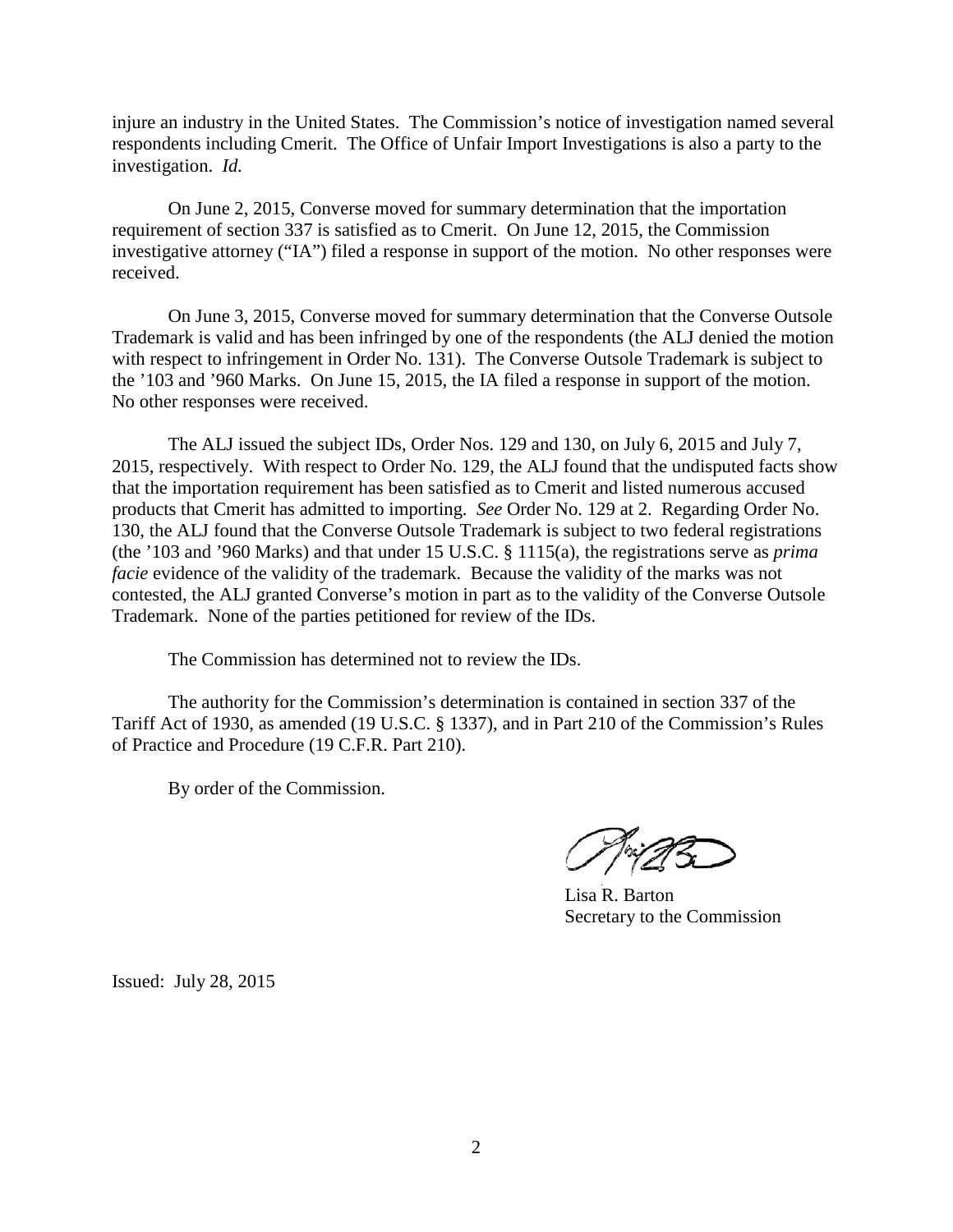injure an industry in the United States. The Commission's notice of investigation named several respondents including Cmerit. The Office of Unfair Import Investigations is also a party to the investigation. *Id.*

On June 2, 2015, Converse moved for summary determination that the importation requirement of section 337 is satisfied as to Cmerit. On June 12, 2015, the Commission investigative attorney ("IA") filed a response in support of the motion. No other responses were received.

On June 3, 2015, Converse moved for summary determination that the Converse Outsole Trademark is valid and has been infringed by one of the respondents (the ALJ denied the motion with respect to infringement in Order No. 131). The Converse Outsole Trademark is subject to the '103 and '960 Marks. On June 15, 2015, the IA filed a response in support of the motion. No other responses were received.

The ALJ issued the subject IDs, Order Nos. 129 and 130, on July 6, 2015 and July 7, 2015, respectively. With respect to Order No. 129, the ALJ found that the undisputed facts show that the importation requirement has been satisfied as to Cmerit and listed numerous accused products that Cmerit has admitted to importing. *See* Order No. 129 at 2. Regarding Order No. 130, the ALJ found that the Converse Outsole Trademark is subject to two federal registrations (the '103 and '960 Marks) and that under 15 U.S.C. § 1115(a), the registrations serve as *prima facie* evidence of the validity of the trademark. Because the validity of the marks was not contested, the ALJ granted Converse's motion in part as to the validity of the Converse Outsole Trademark. None of the parties petitioned for review of the IDs.

The Commission has determined not to review the IDs.

The authority for the Commission's determination is contained in section 337 of the Tariff Act of 1930, as amended (19 U.S.C. § 1337), and in Part 210 of the Commission's Rules of Practice and Procedure (19 C.F.R. Part 210).

By order of the Commission.

Lisa R. Barton
Secretary to the Commission

Issued: July 28, 2015